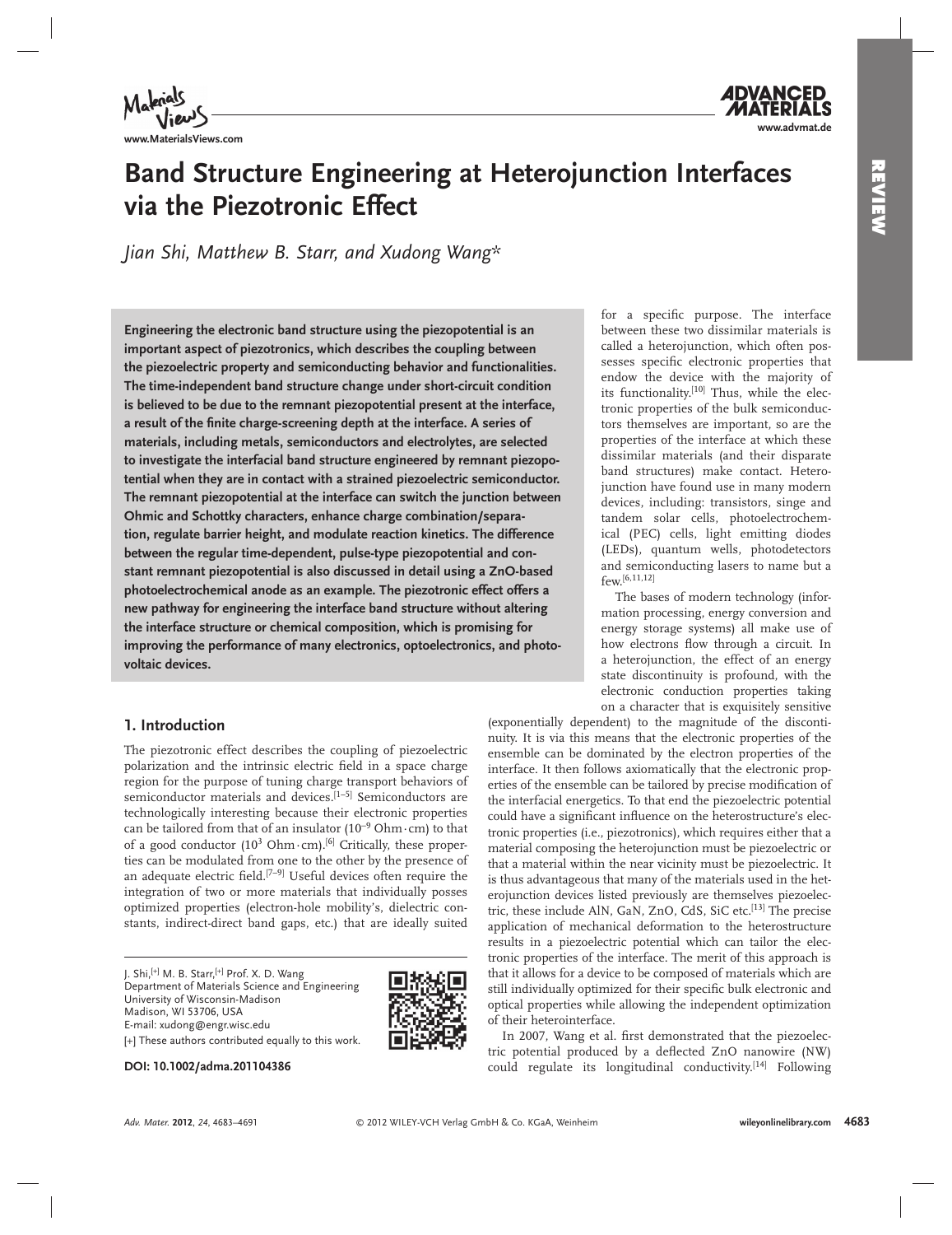# Band Structure Engineering at Heterojunction Interfaces via the Piezotronic Effect

*Jian Shi, Matthew B. Starr, and Xudong Wang\**

**Engineering the electronic band structure using the piezopotential is an important aspect of piezotronics, which describes the coupling between the piezoelectric property and semiconducting behavior and functionalities. The time-independent band structure change under short-circuit condition is believed to be due to the remnant piezopotential present at the interface, a result of the finite charge-screening depth at the interface. A series of materials, including metals, semiconductors and electrolytes, are selected to investigate the interfacial band structure engineered by remnant piezopotential when they are in contact with a strained piezoelectric semiconductor. The remnant piezopotential at the interface can switch the junction between Ohmic and Schottky characters, enhance charge combination/separation, regulate barrier height, and modulate reaction kinetics. The difference between the regular time-dependent, pulse-type piezopotential and constant remnant piezopotential is also discussed in detail using a ZnO-based photoelectrochemical anode as an example. The piezotronic effect offers a new pathway for engineering the interface band structure without altering the interface structure or chemical composition, which is promising for improving the performance of many electronics, optoelectronics, and photovoltaic devices.**

## 1. Introduction

The piezotronic effect describes the coupling of piezoelectric polarization and the intrinsic electric field in a space charge region for the purpose of tuning charge transport behaviors of semiconductor materials and devices.[1–5] Semiconductors are technologically interesting because their electronic properties can be tailored from that of an insulator ($10^{-9}$ Ohm·cm) to that of a good conductor ($10^{3}$ Ohm·cm).[6] Critically, these properties can be modulated from one to the other by the presence of an adequate electric field.[7–9] Useful devices often require the integration of two or more materials that individually posses optimized properties (electron-hole mobility's, dielectric constants, indirect-direct band gaps, etc.) that are ideally suited for a specific purpose. The interface between these two dissimilar materials is called a heterojunction, which often possesses specific electronic properties that endow the device with the majority of its functionality.[10] Thus, while the electronic properties of the bulk semiconductors themselves are important, so are the properties of the interface at which these dissimilar materials (and their disparate band structures) make contact. Heterojunction have found use in many modern devices, including: transistors, singe and tandem solar cells, photoelectrochemical (PEC) cells, light emitting diodes (LEDs), quantum wells, photodetectors and semiconducting lasers to name but a few.[6,11,12]

The bases of modern technology (information processing, energy conversion and energy storage systems) all make use of how electrons flow through a circuit. In a heterojunction, the effect of an energy state discontinuity is profound, with the electronic conduction properties taking on a character that is exquisitely sensitive (exponentially dependent) to the magnitude of the discontinuity. It is via this means that the electronic properties of the ensemble can be dominated by the electron properties of the interface. It then follows axiomatically that the electronic properties of the ensemble can be tailored by precise modification of the interfacial energetics. To that end the piezoelectric potential could have a significant influence on the heterostructure's electronic properties (i.e., piezotronics), which requires either that a material composing the heterojunction must be piezoelectric or that a material within the near vicinity must be piezoelectric. It is thus advantageous that many of the materials used in the heterojunction devices listed previously are themselves piezoelectric, these include AlN, GaN, ZnO, CdS, SiC etc.[13] The precise application of mechanical deformation to the heterostructure results in a piezoelectric potential which can tailor the electronic properties of the interface. The merit of this approach is that it allows for a device to be composed of materials which are still individually optimized for their specific bulk electronic and optical properties while allowing the independent optimization of their heterointerface.

In 2007, Wang et al. first demonstrated that the piezoelectric potential produced by a deflected ZnO nanowire (NW) could regulate its longitudinal conductivity.[14] Following

J. Shi,[+] M. B. Starr,[+] Prof. X. D. Wang
Department of Materials Science and Engineering
University of Wisconsin-Madison
Madison, WI 53706, USA
E-mail: xudong@engr.wisc.edu
[+] These authors contributed equally to this work.

DOI: 10.1002/adma.201104386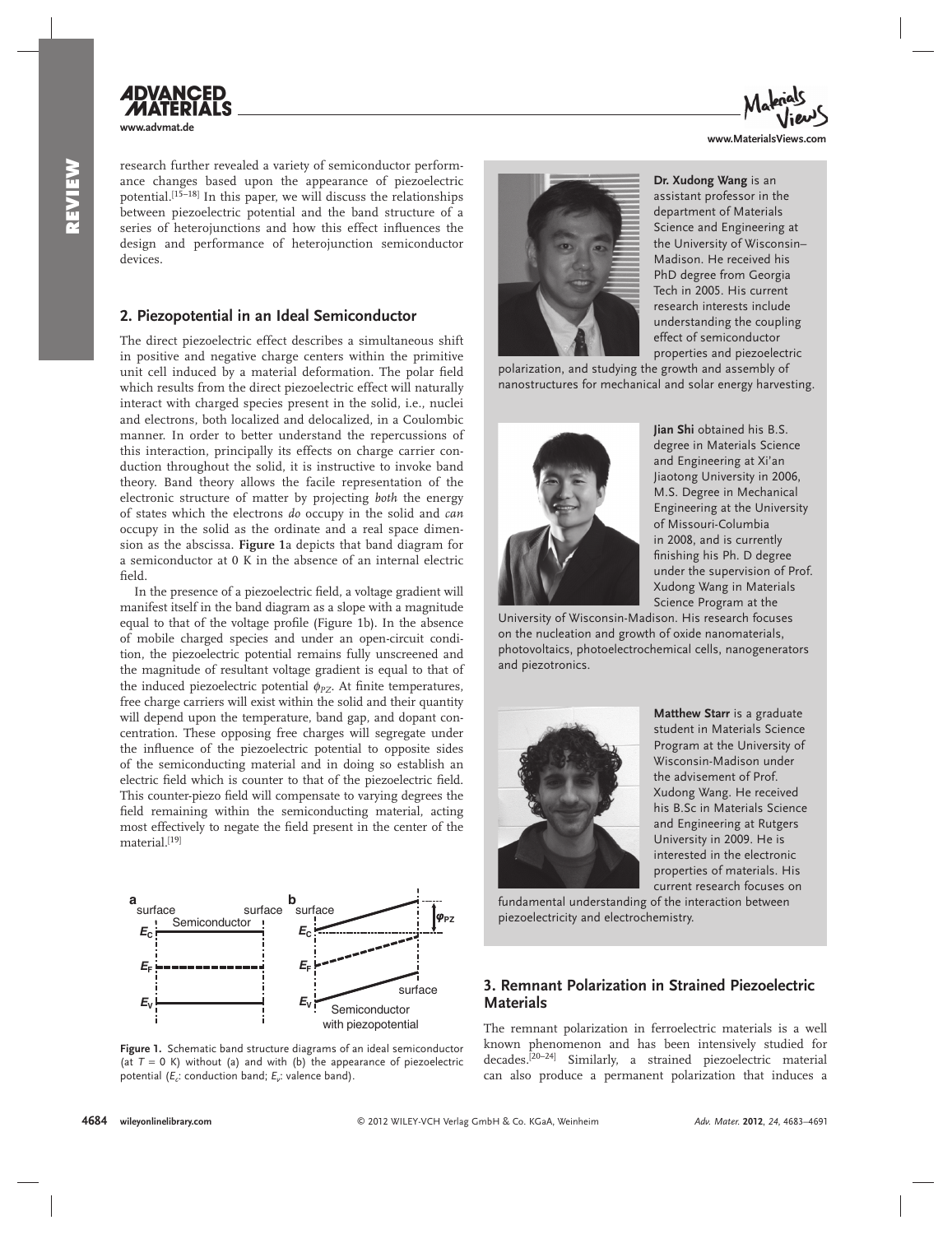research further revealed a variety of semiconductor performance changes based upon the appearance of piezoelectric potential.[15–18] In this paper, we will discuss the relationships between piezoelectric potential and the band structure of a series of heterojunctions and how this effect influences the design and performance of heterojunction semiconductor devices.

## 2. Piezopotential in an Ideal Semiconductor

The direct piezoelectric effect describes a simultaneous shift in positive and negative charge centers within the primitive unit cell induced by a material deformation. The polar field which results from the direct piezoelectric effect will naturally interact with charged species present in the solid, i.e., nuclei and electrons, both localized and delocalized, in a Coulombic manner. In order to better understand the repercussions of this interaction, principally its effects on charge carrier conduction throughout the solid, it is instructive to invoke band theory. Band theory allows the facile representation of the electronic structure of matter by projecting *both* the energy of states which the electrons *do* occupy in the solid and *can* occupy in the solid as the ordinate and a real space dimension as the abscissa. **Figure 1**a depicts that band diagram for a semiconductor at 0 K in the absence of an internal electric field.

In the presence of a piezoelectric field, a voltage gradient will manifest itself in the band diagram as a slope with a magnitude equal to that of the voltage profile (Figure 1b). In the absence of mobile charged species and under an open-circuit condition, the piezoelectric potential remains fully unscreened and the magnitude of resultant voltage gradient is equal to that of the induced piezoelectric potential $\phi_{PZ}$. At finite temperatures, free charge carriers will exist within the solid and their quantity will depend upon the temperature, band gap, and dopant concentration. These opposing free charges will segregate under the influence of the piezoelectric potential to opposite sides of the semiconducting material and in doing so establish an electric field which is counter to that of the piezoelectric field. This counter-piezo field will compensate to varying degrees the field remaining within the semiconducting material, acting most effectively to negate the field present in the center of the material.[19]

**Figure 1.** Schematic band structure diagrams of an ideal semiconductor (at $T = 0$ K) without (a) and with (b) the appearance of piezoelectric potential ($E_c$: conduction band; $E_v$: valence band).

**Dr. Xudong Wang** is an assistant professor in the department of Materials Science and Engineering at the University of Wisconsin–Madison. He received his PhD degree from Georgia Tech in 2005. His current research interests include understanding the coupling effect of semiconductor properties and piezoelectric polarization, and studying the growth and assembly of nanostructures for mechanical and solar energy harvesting.

**Jian Shi** obtained his B.S. degree in Materials Science and Engineering at Xi'an Jiaotong University in 2006, M.S. Degree in Mechanical Engineering at the University of Missouri-Columbia in 2008, and is currently finishing his Ph. D degree under the supervision of Prof. Xudong Wang in Materials Science Program at the University of Wisconsin-Madison. His research focuses on the nucleation and growth of oxide nanomaterials, photovoltaics, photoelectrochemical cells, nanogenerators and piezotronics.

**Matthew Starr** is a graduate student in Materials Science Program at the University of Wisconsin-Madison under the advisement of Prof. Xudong Wang. He received his B.Sc in Materials Science and Engineering at Rutgers University in 2009. He is interested in the electronic properties of materials. His current research focuses on fundamental understanding of the interaction between piezoelectricity and electrochemistry.

## 3. Remnant Polarization in Strained Piezoelectric Materials

The remnant polarization in ferroelectric materials is a well known phenomenon and has been intensively studied for decades.[20–24] Similarly, a strained piezoelectric material can also produce a permanent polarization that induces a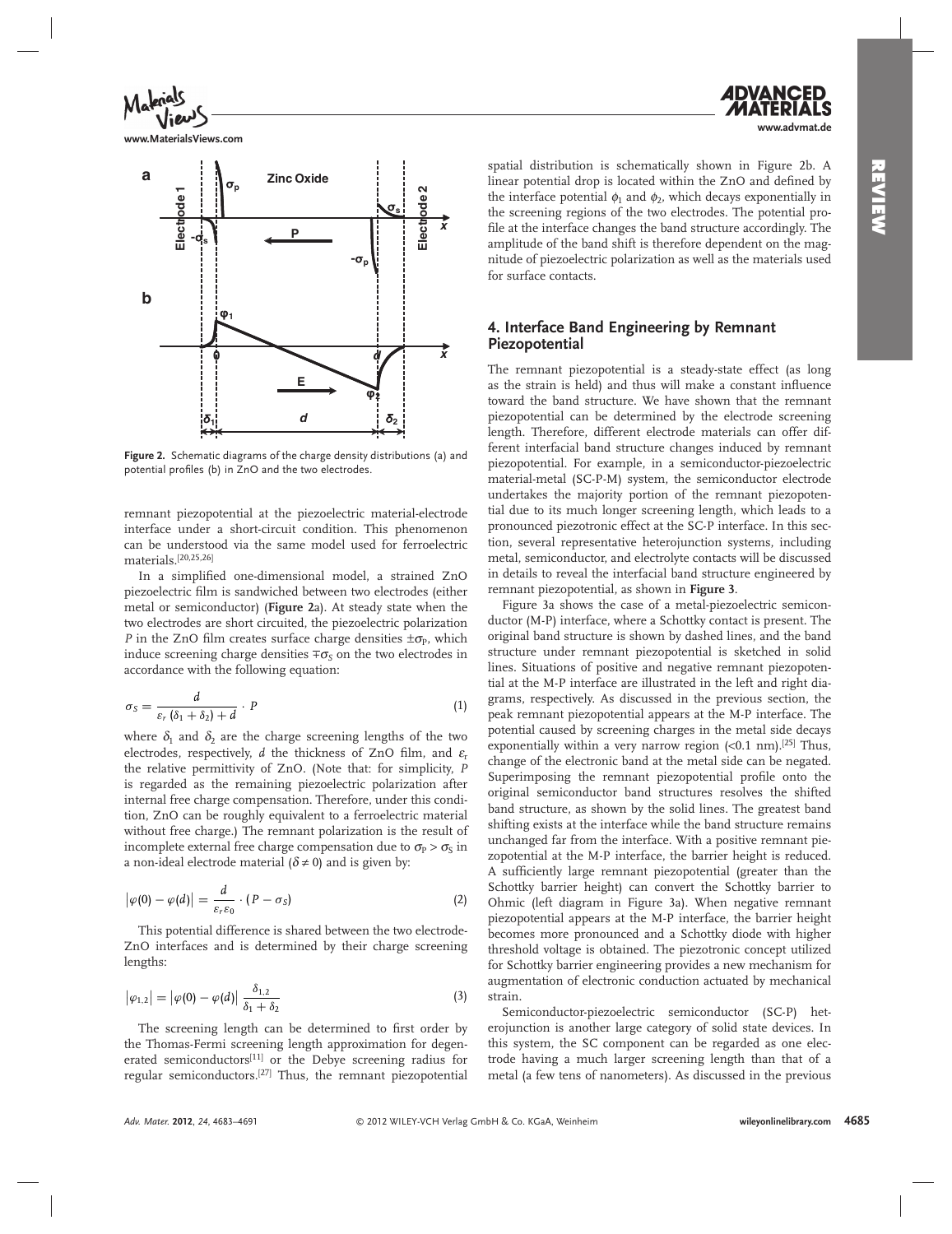Figure 2. Schematic diagrams of the charge density distributions (a) and potential profiles (b) in ZnO and the two electrodes.

remnant piezopotential at the piezoelectric material-electrode interface under a short-circuit condition. This phenomenon can be understood via the same model used for ferroelectric materials.[20,25,26]

In a simplified one-dimensional model, a strained ZnO piezoelectric film is sandwiched between two electrodes (either metal or semiconductor) (**Figure 2**a). At steady state when the two electrodes are short circuited, the piezoelectric polarization $P$ in the ZnO film creates surface charge densities $\pm\sigma_P$, which induce screening charge densities $\mp\sigma_S$ on the two electrodes in accordance with the following equation:

$$\sigma_S = \frac{d}{\varepsilon_r(\delta_1 + \delta_2) + d} \cdot P \quad (1)$$

where $\delta_1$ and $\delta_2$ are the charge screening lengths of the two electrodes, respectively, $d$ the thickness of ZnO film, and $\varepsilon_r$ the relative permittivity of ZnO. (Note that: for simplicity, $P$ is regarded as the remaining piezoelectric polarization after internal free charge compensation. Therefore, under this condition, ZnO can be roughly equivalent to a ferroelectric material without free charge.) The remnant polarization is the result of incomplete external free charge compensation due to $\sigma_P > \sigma_S$ in a non-ideal electrode material ($\delta \neq 0$) and is given by:

$$\left|\varphi(0) - \varphi(d)\right| = \frac{d}{\varepsilon_r \varepsilon_0} \cdot (P - \sigma_S) \quad (2)$$

This potential difference is shared between the two electrode-ZnO interfaces and is determined by their charge screening lengths:

$$\left|\varphi_{1,2}\right| = \left|\varphi(0) - \varphi(d)\right| \frac{\delta_{1,2}}{\delta_1 + \delta_2} \quad (3)$$

The screening length can be determined to first order by the Thomas-Fermi screening length approximation for degenerated semiconductors[11] or the Debye screening radius for regular semiconductors.[27] Thus, the remnant piezopotential spatial distribution is schematically shown in Figure 2b. A linear potential drop is located within the ZnO and defined by the interface potential $\phi_1$ and $\phi_2$, which decays exponentially in the screening regions of the two electrodes. The potential profile at the interface changes the band structure accordingly. The amplitude of the band shift is therefore dependent on the magnitude of piezoelectric polarization as well as the materials used for surface contacts.

## 4. Interface Band Engineering by Remnant Piezopotential

The remnant piezopotential is a steady-state effect (as long as the strain is held) and thus will make a constant influence toward the band structure. We have shown that the remnant piezopotential can be determined by the electrode screening length. Therefore, different electrode materials can offer different interfacial band structure changes induced by remnant piezopotential. For example, in a semiconductor-piezoelectric material-metal (SC-P-M) system, the semiconductor electrode undertakes the majority portion of the remnant piezopotential due to its much longer screening length, which leads to a pronounced piezotronic effect at the SC-P interface. In this section, several representative heterojunction systems, including metal, semiconductor, and electrolyte contacts will be discussed in details to reveal the interfacial band structure engineered by remnant piezopotential, as shown in **Figure 3**.

Figure 3a shows the case of a metal-piezoelectric semiconductor (M-P) interface, where a Schottky contact is present. The original band structure is shown by dashed lines, and the band structure under remnant piezopotential is sketched in solid lines. Situations of positive and negative remnant piezopotential at the M-P interface are illustrated in the left and right diagrams, respectively. As discussed in the previous section, the peak remnant piezopotential appears at the M-P interface. The potential caused by screening charges in the metal side decays exponentially within a very narrow region (<0.1 nm).[25] Thus, change of the electronic band at the metal side can be negated. Superimposing the remnant piezopotential profile onto the original semiconductor band structures resolves the shifted band structure, as shown by the solid lines. The greatest band shifting exists at the interface while the band structure remains unchanged far from the interface. With a positive remnant piezopotential at the M-P interface, the barrier height is reduced. A sufficiently large remnant piezopotential (greater than the Schottky barrier height) can convert the Schottky barrier to Ohmic (left diagram in Figure 3a). When negative remnant piezopotential appears at the M-P interface, the barrier height becomes more pronounced and a Schottky diode with higher threshold voltage is obtained. The piezotronic concept utilized for Schottky barrier engineering provides a new mechanism for augmentation of electronic conduction actuated by mechanical strain.

Semiconductor-piezoelectric semiconductor (SC-P) heterojunction is another large category of solid state devices. In this system, the SC component can be regarded as one electrode having a much larger screening length than that of a metal (a few tens of nanometers). As discussed in the previous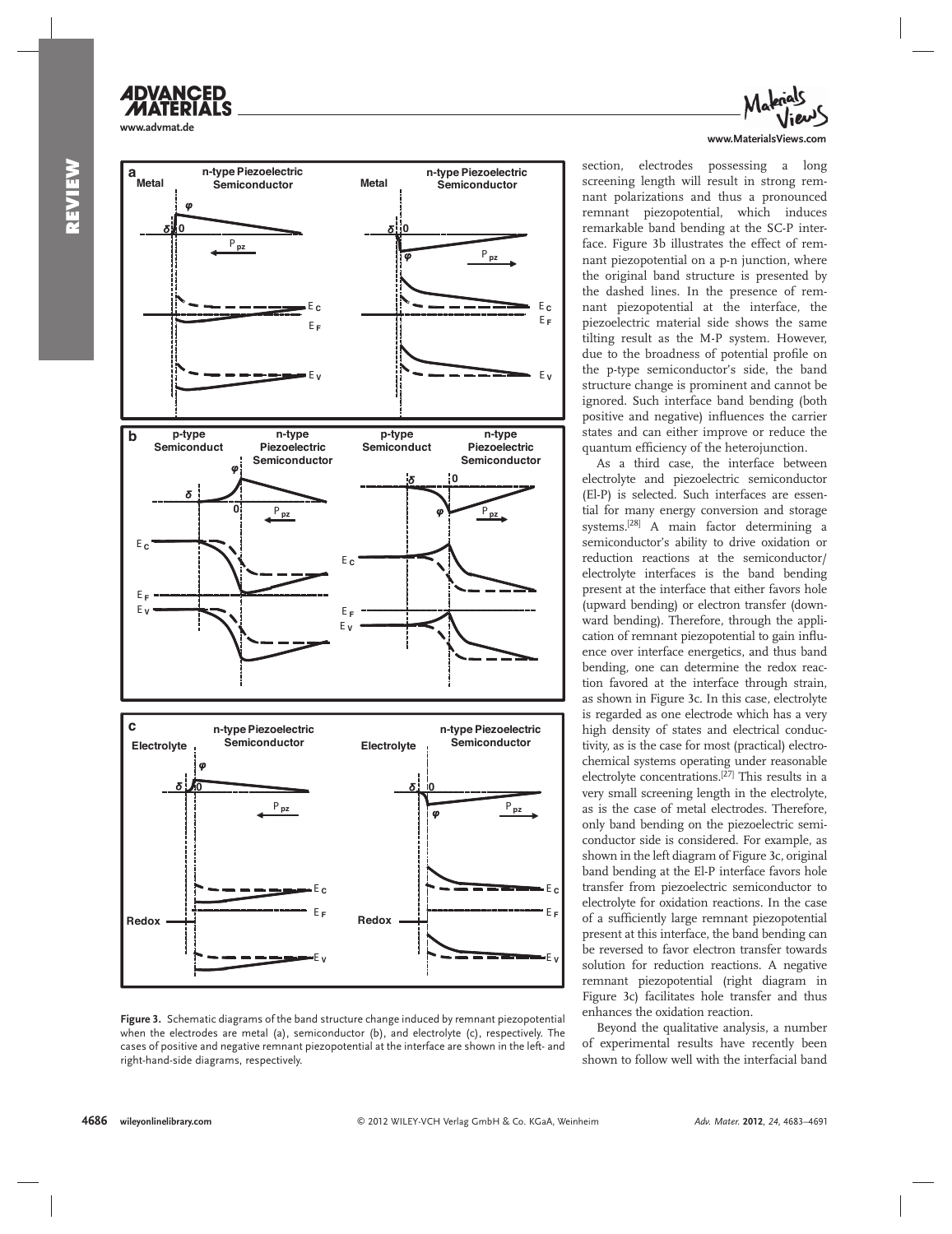section, electrodes possessing a long screening length will result in strong remnant polarizations and thus a pronounced remnant piezopotential, which induces remarkable band bending at the SC-P interface. Figure 3b illustrates the effect of remnant piezopotential on a p-n junction, where the original band structure is presented by the dashed lines. In the presence of remnant piezopotential at the interface, the piezoelectric material side shows the same tilting result as the M-P system. However, due to the broadness of potential profile on the p-type semiconductor's side, the band structure change is prominent and cannot be ignored. Such interface band bending (both positive and negative) influences the carrier states and can either improve or reduce the quantum efficiency of the heterojunction.

As a third case, the interface between electrolyte and piezoelectric semiconductor (El-P) is selected. Such interfaces are essential for many energy conversion and storage systems.[28] A main factor determining a semiconductor's ability to drive oxidation or reduction reactions at the semiconductor/electrolyte interfaces is the band bending present at the interface that either favors hole (upward bending) or electron transfer (downward bending). Therefore, through the application of remnant piezopotential to gain influence over interface energetics, and thus band bending, one can determine the redox reaction favored at the interface through strain, as shown in Figure 3c. In this case, electrolyte is regarded as one electrode which has a very high density of states and electrical conductivity, as is the case for most (practical) electrochemical systems operating under reasonable electrolyte concentrations.[27] This results in a very small screening length in the electrolyte, as is the case of metal electrodes. Therefore, only band bending on the piezoelectric semiconductor side is considered. For example, as shown in the left diagram of Figure 3c, original band bending at the El-P interface favors hole transfer from piezoelectric semiconductor to electrolyte for oxidation reactions. In the case of a sufficiently large remnant piezopotential present at this interface, the band bending can be reversed to favor electron transfer towards solution for reduction reactions. A negative remnant piezopotential (right diagram in Figure 3c) facilitates hole transfer and thus enhances the oxidation reaction.

Beyond the qualitative analysis, a number of experimental results have recently been shown to follow well with the interfacial band

**Figure 3.** Schematic diagrams of the band structure change induced by remnant piezopotential when the electrodes are metal (a), semiconductor (b), and electrolyte (c), respectively. The cases of positive and negative remnant piezopotential at the interface are shown in the left- and right-hand-side diagrams, respectively.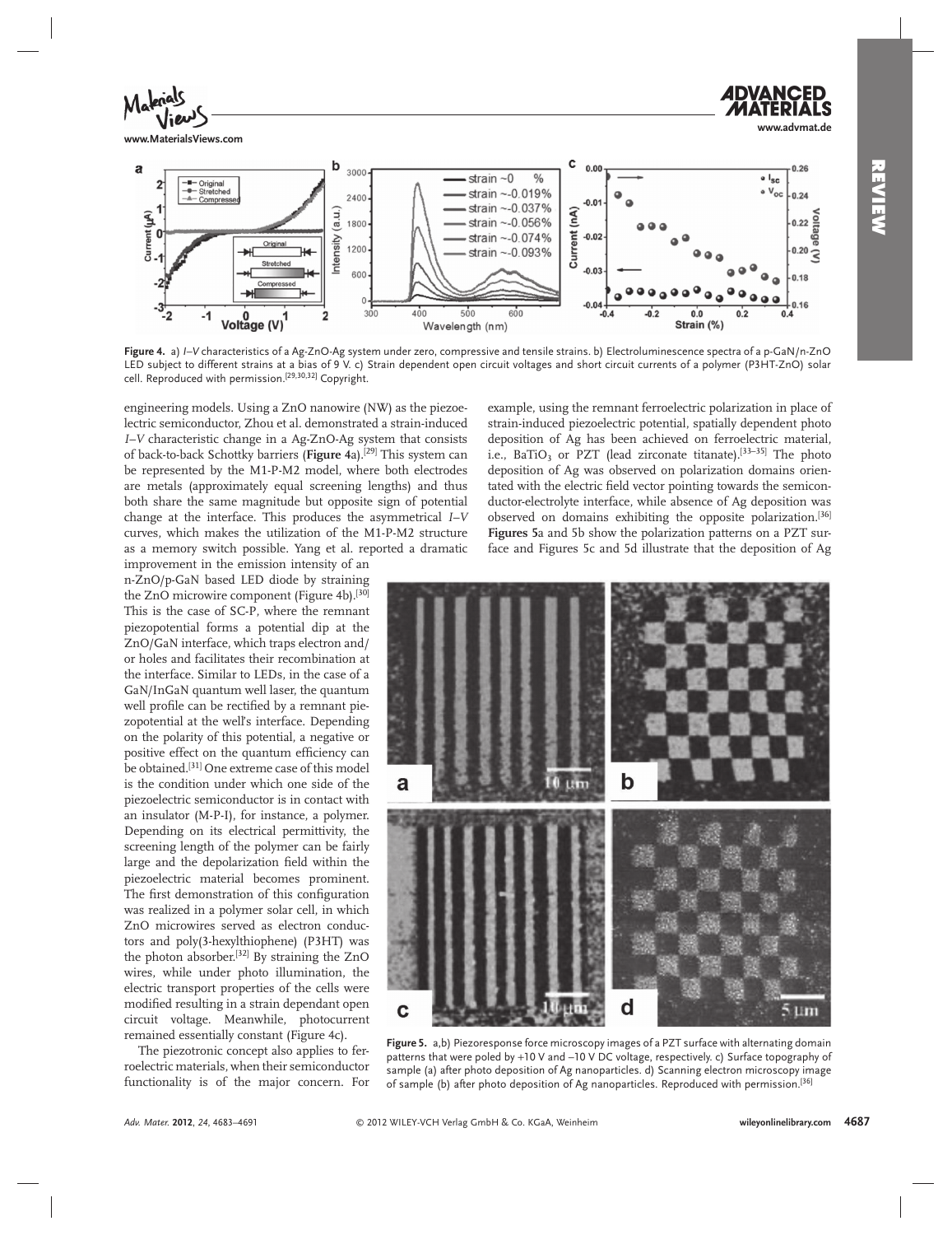**Figure 4.** a) *I–V* characteristics of a Ag-ZnO-Ag system under zero, compressive and tensile strains. b) Electroluminescence spectra of a p-GaN/n-ZnO LED subject to different strains at a bias of 9 V. c) Strain dependent open circuit voltages and short circuit currents of a polymer (P3HT-ZnO) solar cell. Reproduced with permission.[29,30,32] Copyright.

engineering models. Using a ZnO nanowire (NW) as the piezoelectric semiconductor, Zhou et al. demonstrated a strain-induced *I–V* characteristic change in a Ag-ZnO-Ag system that consists of back-to-back Schottky barriers (**Figure 4**a).[29] This system can be represented by the M1-P-M2 model, where both electrodes are metals (approximately equal screening lengths) and thus both share the same magnitude but opposite sign of potential change at the interface. This produces the asymmetrical *I–V* curves, which makes the utilization of the M1-P-M2 structure as a memory switch possible. Yang et al. reported a dramatic improvement in the emission intensity of an n-ZnO/p-GaN based LED diode by straining the ZnO microwire component (Figure 4b).[30] This is the case of SC-P, where the remnant piezopotential forms a potential dip at the ZnO/GaN interface, which traps electron and/or holes and facilitates their recombination at the interface. Similar to LEDs, in the case of a GaN/InGaN quantum well laser, the quantum well profile can be rectified by a remnant piezopotential at the well's interface. Depending on the polarity of this potential, a negative or positive effect on the quantum efficiency can be obtained.[31] One extreme case of this model is the condition under which one side of the piezoelectric semiconductor is in contact with an insulator (M-P-I), for instance, a polymer. Depending on its electrical permittivity, the screening length of the polymer can be fairly large and the depolarization field within the piezoelectric material becomes prominent. The first demonstration of this configuration was realized in a polymer solar cell, in which ZnO microwires served as electron conductors and poly(3-hexylthiophene) (P3HT) was the photon absorber.[32] By straining the ZnO wires, while under photo illumination, the electric transport properties of the cells were modified resulting in a strain dependant open circuit voltage. Meanwhile, photocurrent remained essentially constant (Figure 4c).

The piezotronic concept also applies to ferroelectric materials, when their semiconductor functionality is of the major concern. For example, using the remnant ferroelectric polarization in place of strain-induced piezoelectric potential, spatially dependent photo deposition of Ag has been achieved on ferroelectric material, i.e., $BaTiO_3$ or PZT (lead zirconate titanate).[33–35] The photo deposition of Ag was observed on polarization domains orientated with the electric field vector pointing towards the semiconductor-electrolyte interface, while absence of Ag deposition was observed on domains exhibiting the opposite polarization.[36] **Figures 5**a and 5b show the polarization patterns on a PZT surface and Figures 5c and 5d illustrate that the deposition of Ag

**Figure 5.** a,b) Piezoresponse force microscopy images of a PZT surface with alternating domain patterns that were poled by +10 V and −10 V DC voltage, respectively. c) Surface topography of sample (a) after photo deposition of Ag nanoparticles. d) Scanning electron microscopy image of sample (b) after photo deposition of Ag nanoparticles. Reproduced with permission.[36]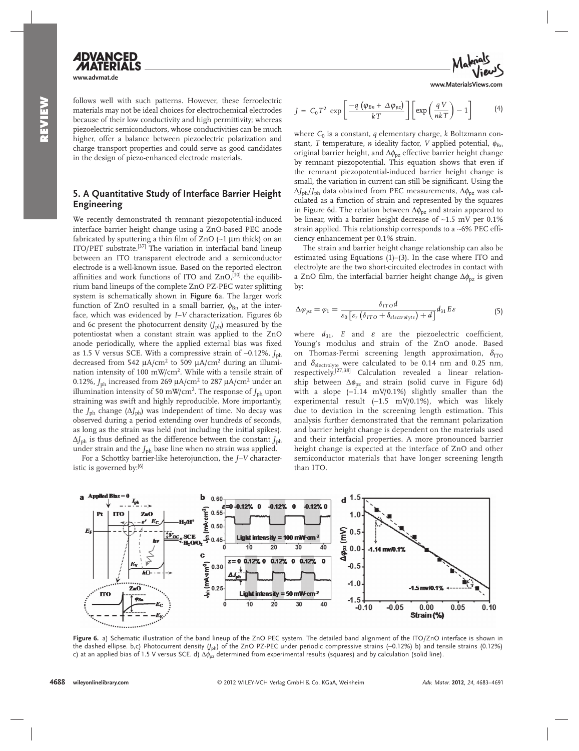follows well with such patterns. However, these ferroelectric materials may not be ideal choices for electrochemical electrodes because of their low conductivity and high permittivity; whereas piezoelectric semiconductors, whose conductivities can be much higher, offer a balance between piezoelectric polarization and charge transport properties and could serve as good candidates in the design of piezo-enhanced electrode materials.

## 5. A Quantitative Study of Interface Barrier Height Engineering

We recently demonstrated th remnant piezopotential-induced interface barrier height change using a ZnO-based PEC anode fabricated by sputtering a thin film of ZnO (~1 μm thick) on an ITO/PET substrate.[37] The variation in interfacial band lineup between an ITO transparent electrode and a semiconductor electrode is a well-known issue. Based on the reported electron affinities and work functions of ITO and ZnO,[10] the equilibrium band lineups of the complete ZnO PZ-PEC water splitting system is schematically shown in **Figure 6**a. The larger work function of ZnO resulted in a small barrier, $\phi_{Bn}$ at the interface, which was evidenced by *I–V* characterization. Figures 6b and 6c present the photocurrent density ($J_{ph}$) measured by the potentiostat when a constant strain was applied to the ZnO anode periodically, where the applied external bias was fixed as 1.5 V versus SCE. With a compressive strain of −0.12%, $J_{ph}$ decreased from 542 μA/cm² to 509 μA/cm² during an illumination intensity of 100 mW/cm². While with a tensile strain of 0.12%, $J_{ph}$ increased from 269 μA/cm² to 287 μA/cm² under an illumination intensity of 50 mW/cm². The response of $J_{ph}$ upon straining was swift and highly reproducible. More importantly, the $J_{ph}$ change ($\Delta J_{ph}$) was independent of time. No decay was observed during a period extending over hundreds of seconds, as long as the strain was held (not including the initial spikes). $\Delta J_{ph}$ is thus defined as the difference between the constant $J_{ph}$ under strain and the $J_{ph}$ base line when no strain was applied.

For a Schottky barrier-like heterojunction, the *J–V* characteristic is governed by:[6]

$$J = C_0 T^2 \exp\left[\frac{-q\left(\varphi_{Bn} + \Delta\varphi_{pz}\right)}{kT}\right]\left[\exp\left(\frac{qV}{nkT}\right) - 1\right] \tag{4}$$

where $C_0$ is a constant, $q$ elementary charge, $k$ Boltzmann constant, $T$ temperature, $n$ ideality factor, $V$ applied potential, $\phi_{Bn}$ original barrier height, and $\Delta\phi_{pz}$ effective barrier height change by remnant piezopotential. This equation shows that even if the remnant piezopotential-induced barrier height change is small, the variation in current can still be significant. Using the $\Delta J_{ph}/J_{ph}$ data obtained from PEC measurements, $\Delta\phi_{pz}$ was calculated as a function of strain and represented by the squares in Figure 6d. The relation between $\Delta\phi_{pz}$ and strain appeared to be linear, with a barrier height decrease of ~1.5 mV per 0.1% strain applied. This relationship corresponds to a ~6% PEC efficiency enhancement per 0.1% strain.

The strain and barrier height change relationship can also be estimated using Equations (1)–(3). In the case where ITO and electrolyte are the two short-circuited electrodes in contact with a ZnO film, the interfacial barrier height change $\Delta\phi_{pz}$ is given by:

$$\Delta\varphi_{pz} = \varphi_1 = \frac{\delta_{ITO} d}{\varepsilon_0\left[\varepsilon_r\left(\delta_{ITO} + \delta_{electrolyte}\right) + d\right]} d_{31} E \varepsilon \tag{5}$$

where $d_{31}$, $E$ and $\varepsilon$ are the piezoelectric coefficient, Young's modulus and strain of the ZnO anode. Based on Thomas-Fermi screening length approximation, $\delta_{ITO}$ and $\delta_{electrolyte}$ were calculated to be 0.14 nm and 0.25 nm, respectively.[27,38] Calculation revealed a linear relationship between $\Delta\phi_{pz}$ and strain (solid curve in Figure 6d) with a slope (−1.14 mV/0.1%) slightly smaller than the experimental result (−1.5 mV/0.1%), which was likely due to deviation in the screening length estimation. This analysis further demonstrated that the remnant polarization and barrier height change is dependent on the materials used and their interfacial properties. A more pronounced barrier height change is expected at the interface of ZnO and other semiconductor materials that have longer screening length than ITO.

**Figure 6.** a) Schematic illustration of the band lineup of the ZnO PEC system. The detailed band alignment of the ITO/ZnO interface is shown in the dashed ellipse. b,c) Photocurrent density ($J_{ph}$) of the ZnO PZ-PEC under periodic compressive strains (−0.12%) b) and tensile strains (0.12%) c) at an applied bias of 1.5 V versus SCE. d) $\Delta\phi_{pz}$ determined from experimental results (squares) and by calculation (solid line).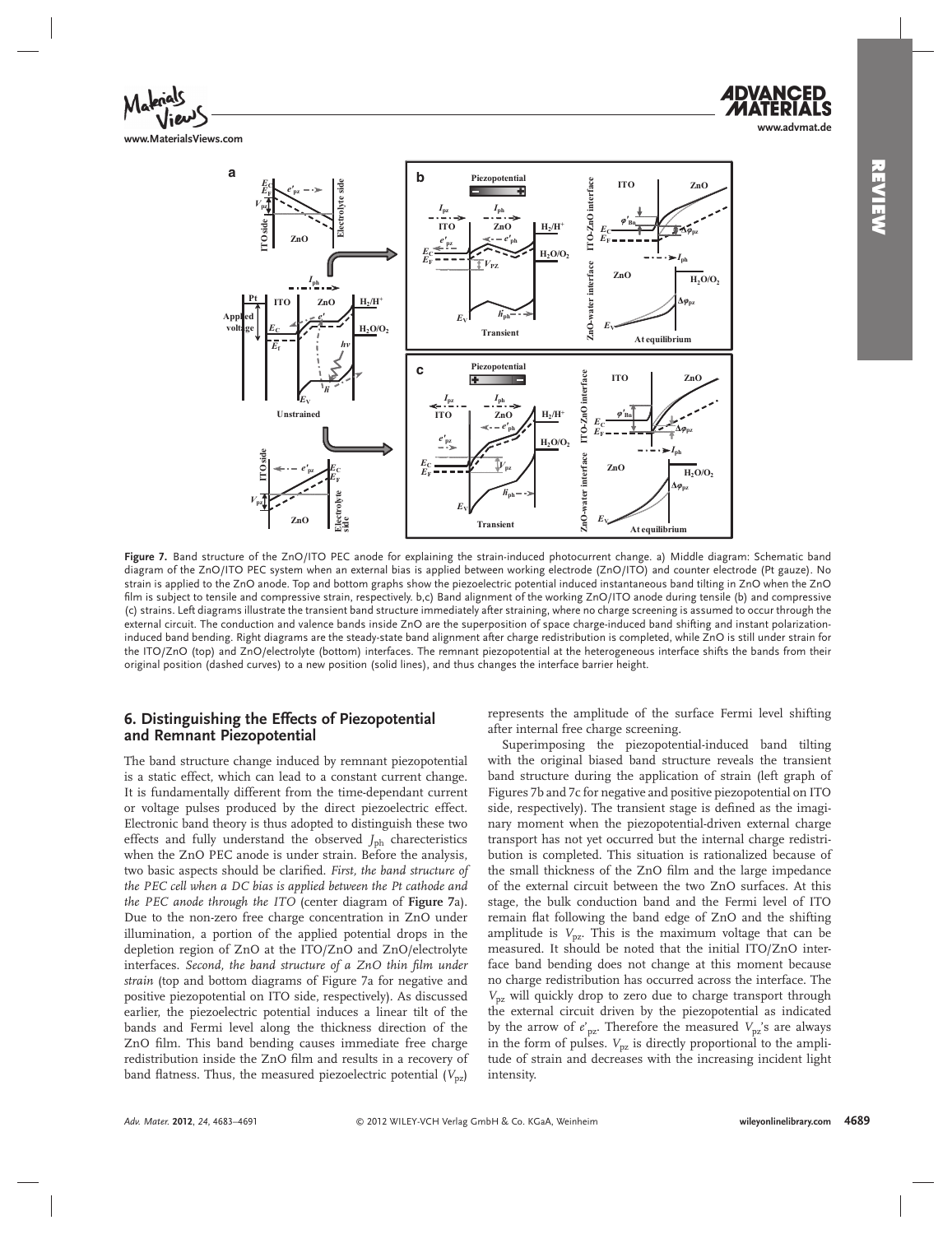**Figure 7.** Band structure of the ZnO/ITO PEC anode for explaining the strain-induced photocurrent change. a) Middle diagram: Schematic band diagram of the ZnO/ITO PEC system when an external bias is applied between working electrode (ZnO/ITO) and counter electrode (Pt gauze). No strain is applied to the ZnO anode. Top and bottom graphs show the piezoelectric potential induced instantaneous band tilting in ZnO when the ZnO film is subject to tensile and compressive strain, respectively. b,c) Band alignment of the working ZnO/ITO anode during tensile (b) and compressive (c) strains. Left diagrams illustrate the transient band structure immediately after straining, where no charge screening is assumed to occur through the external circuit. The conduction and valence bands inside ZnO are the superposition of space charge-induced band shifting and instant polarization-induced band bending. Right diagrams are the steady-state band alignment after charge redistribution is completed, while ZnO is still under strain for the ITO/ZnO (top) and ZnO/electrolyte (bottom) interfaces. The remnant piezopotential at the heterogeneous interface shifts the bands from their original position (dashed curves) to a new position (solid lines), and thus changes the interface barrier height.

## 6. Distinguishing the Effects of Piezopotential and Remnant Piezopotential

The band structure change induced by remnant piezopotential is a static effect, which can lead to a constant current change. It is fundamentally different from the time-dependant current or voltage pulses produced by the direct piezoelectric effect. Electronic band theory is thus adopted to distinguish these two effects and fully understand the observed $J_{ph}$ charecteristics when the ZnO PEC anode is under strain. Before the analysis, two basic aspects should be clarified. *First, the band structure of the PEC cell when a DC bias is applied between the Pt cathode and the PEC anode through the ITO* (center diagram of **Figure 7**a). Due to the non-zero free charge concentration in ZnO under illumination, a portion of the applied potential drops in the depletion region of ZnO at the ITO/ZnO and ZnO/electrolyte interfaces. *Second, the band structure of a ZnO thin film under strain* (top and bottom diagrams of Figure 7a for negative and positive piezopotential on ITO side, respectively). As discussed earlier, the piezoelectric potential induces a linear tilt of the bands and Fermi level along the thickness direction of the ZnO film. This band bending causes immediate free charge redistribution inside the ZnO film and results in a recovery of band flatness. Thus, the measured piezoelectric potential ($V_{pz}$) represents the amplitude of the surface Fermi level shifting after internal free charge screening.

Superimposing the piezopotential-induced band tilting with the original biased band structure reveals the transient band structure during the application of strain (left graph of Figures 7b and 7c for negative and positive piezopotential on ITO side, respectively). The transient stage is defined as the imaginary moment when the piezopotential-driven external charge transport has not yet occurred but the internal charge redistribution is completed. This situation is rationalized because of the small thickness of the ZnO film and the large impedance of the external circuit between the two ZnO surfaces. At this stage, the bulk conduction band and the Fermi level of ITO remain flat following the band edge of ZnO and the shifting amplitude is $V_{pz}$. This is the maximum voltage that can be measured. It should be noted that the initial ITO/ZnO interface band bending does not change at this moment because no charge redistribution has occurred across the interface. The $V_{pz}$ will quickly drop to zero due to charge transport through the external circuit driven by the piezopotential as indicated by the arrow of $e'_{pz}$. Therefore the measured $V_{pz}$'s are always in the form of pulses. $V_{pz}$ is directly proportional to the amplitude of strain and decreases with the increasing incident light intensity.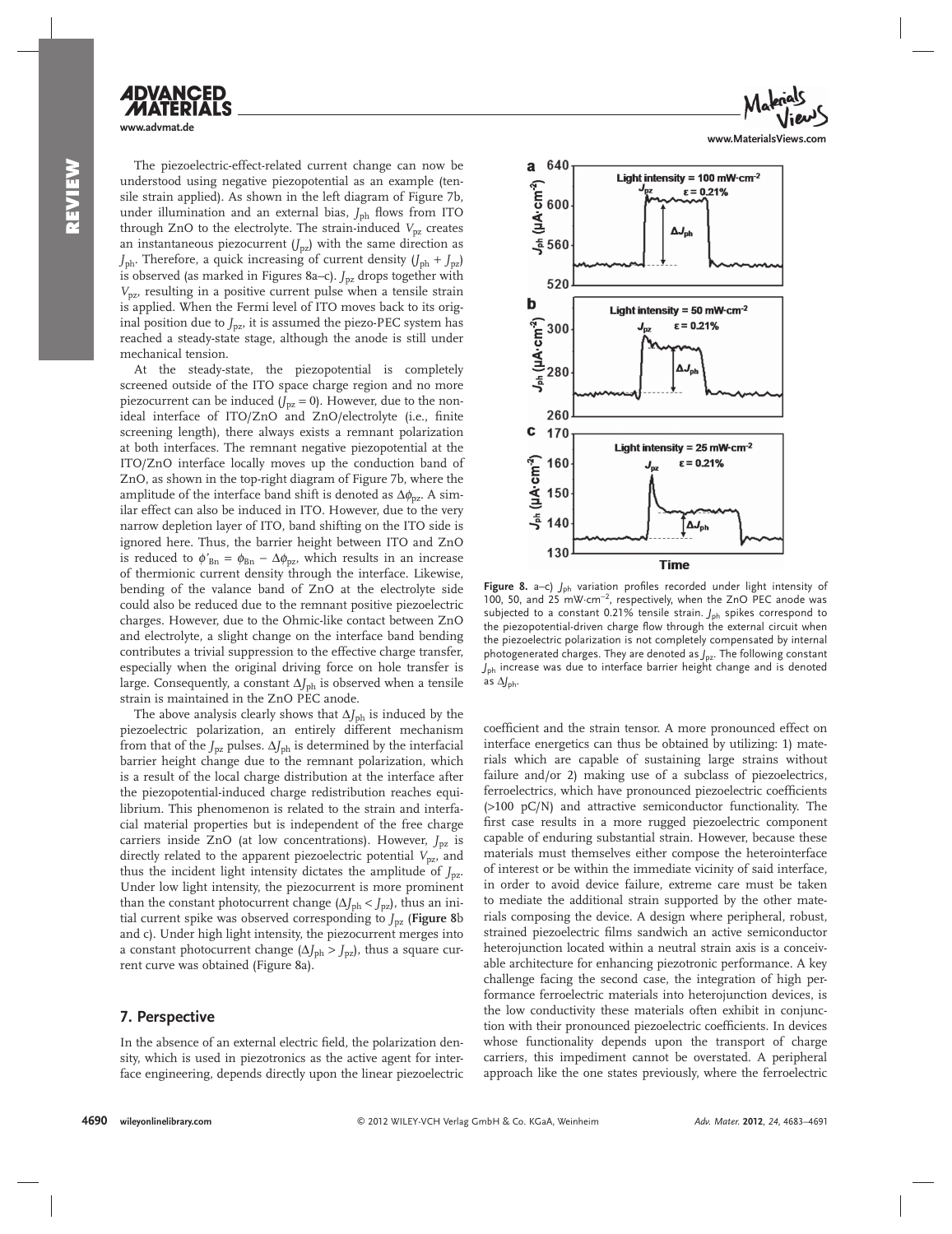The piezoelectric-effect-related current change can now be understood using negative piezopotential as an example (tensile strain applied). As shown in the left diagram of Figure 7b, under illumination and an external bias, $J_{ph}$ flows from ITO through ZnO to the electrolyte. The strain-induced $V_{pz}$ creates an instantaneous piezocurrent ($J_{pz}$) with the same direction as $J_{ph}$. Therefore, a quick increasing of current density ($J_{ph} + J_{pz}$) is observed (as marked in Figures 8a–c). $J_{pz}$ drops together with $V_{pz}$, resulting in a positive current pulse when a tensile strain is applied. When the Fermi level of ITO moves back to its original position due to $J_{pz}$, it is assumed the piezo-PEC system has reached a steady-state stage, although the anode is still under mechanical tension.

At the steady-state, the piezopotential is completely screened outside of the ITO space charge region and no more piezocurrent can be induced ($J_{pz} = 0$). However, due to the non-ideal interface of ITO/ZnO and ZnO/electrolyte (i.e., finite screening length), there always exists a remnant polarization at both interfaces. The remnant negative piezopotential at the ITO/ZnO interface locally moves up the conduction band of ZnO, as shown in the top-right diagram of Figure 7b, where the amplitude of the interface band shift is denoted as $\Delta\phi_{pz}$. A similar effect can also be induced in ITO. However, due to the very narrow depletion layer of ITO, band shifting on the ITO side is ignored here. Thus, the barrier height between ITO and ZnO is reduced to $\phi'_{Bn} = \phi_{Bn} - \Delta\phi_{pz}$, which results in an increase of thermionic current density through the interface. Likewise, bending of the valance band of ZnO at the electrolyte side could also be reduced due to the remnant positive piezoelectric charges. However, due to the Ohmic-like contact between ZnO and electrolyte, a slight change on the interface band bending contributes a trivial suppression to the effective charge transfer, especially when the original driving force on hole transfer is large. Consequently, a constant $\Delta J_{ph}$ is observed when a tensile strain is maintained in the ZnO PEC anode.

The above analysis clearly shows that $\Delta J_{ph}$ is induced by the piezoelectric polarization, an entirely different mechanism from that of the $J_{pz}$ pulses. $\Delta J_{ph}$ is determined by the interfacial barrier height change due to the remnant polarization, which is a result of the local charge distribution at the interface after the piezopotential-induced charge redistribution reaches equilibrium. This phenomenon is related to the strain and interfacial material properties but is independent of the free charge carriers inside ZnO (at low concentrations). However, $J_{pz}$ is directly related to the apparent piezoelectric potential $V_{pz}$, and thus the incident light intensity dictates the amplitude of $J_{pz}$. Under low light intensity, the piezocurrent is more prominent than the constant photocurrent change ($\Delta J_{ph} < J_{pz}$), thus an initial current spike was observed corresponding to $J_{pz}$ (**Figure 8**b and c). Under high light intensity, the piezocurrent merges into a constant photocurrent change ($\Delta J_{ph} > J_{pz}$), thus a square current curve was obtained (Figure 8a).

**Figure 8.** a–c) $J_{ph}$ variation profiles recorded under light intensity of 100, 50, and 25 mW·cm$^{-2}$, respectively, when the ZnO PEC anode was subjected to a constant 0.21% tensile strain. $J_{ph}$ spikes correspond to the piezopotential-driven charge flow through the external circuit when the piezoelectric polarization is not completely compensated by internal photogenerated charges. They are denoted as $J_{pz}$. The following constant $J_{ph}$ increase was due to interface barrier height change and is denoted as $\Delta J_{ph}$.

## 7. Perspective

In the absence of an external electric field, the polarization density, which is used in piezotronics as the active agent for interface engineering, depends directly upon the linear piezoelectric coefficient and the strain tensor. A more pronounced effect on interface energetics can thus be obtained by utilizing: 1) materials which are capable of sustaining large strains without failure and/or 2) making use of a subclass of piezoelectrics, ferroelectrics, which have pronounced piezoelectric coefficients (>100 pC/N) and attractive semiconductor functionality. The first case results in a more rugged piezoelectric component capable of enduring substantial strain. However, because these materials must themselves either compose the heterointerface of interest or be within the immediate vicinity of said interface, in order to avoid device failure, extreme care must be taken to mediate the additional strain supported by the other materials composing the device. A design where peripheral, robust, strained piezoelectric films sandwich an active semiconductor heterojunction located within a neutral strain axis is a conceivable architecture for enhancing piezotronic performance. A key challenge facing the second case, the integration of high performance ferroelectric materials into heterojunction devices, is the low conductivity these materials often exhibit in conjunction with their pronounced piezoelectric coefficients. In devices whose functionality depends upon the transport of charge carriers, this impediment cannot be overstated. A peripheral approach like the one states previously, where the ferroelectric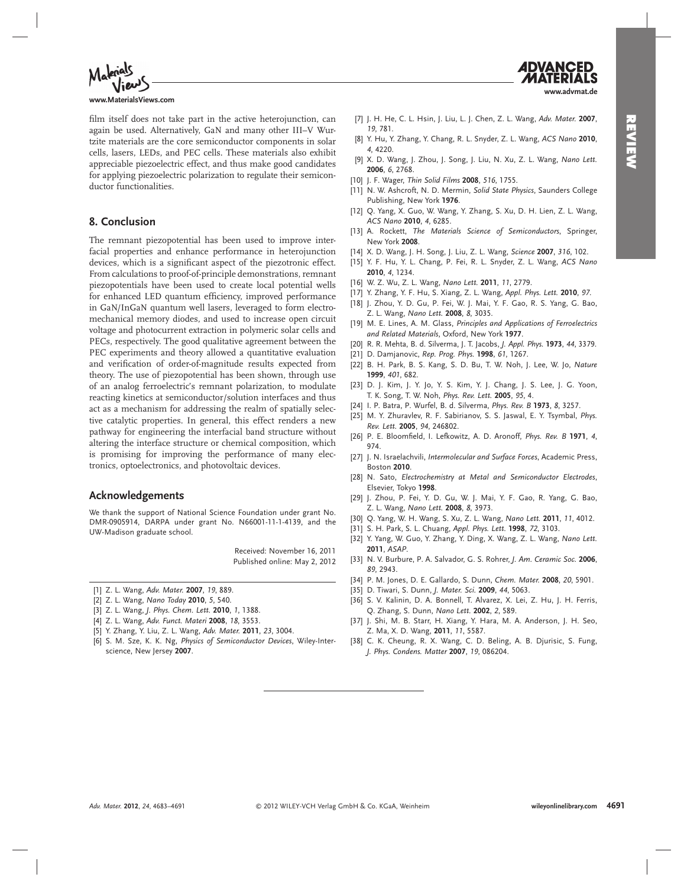film itself does not take part in the active heterojunction, can again be used. Alternatively, GaN and many other III–V Wurtzite materials are the core semiconductor components in solar cells, lasers, LEDs, and PEC cells. These materials also exhibit appreciable piezoelectric effect, and thus make good candidates for applying piezoelectric polarization to regulate their semiconductor functionalities.

## 8. Conclusion

The remnant piezopotential has been used to improve interfacial properties and enhance performance in heterojunction devices, which is a significant aspect of the piezotronic effect. From calculations to proof-of-principle demonstrations, remnant piezopotentials have been used to create local potential wells for enhanced LED quantum efficiency, improved performance in GaN/InGaN quantum well lasers, leveraged to form electromechanical memory diodes, and used to increase open circuit voltage and photocurrent extraction in polymeric solar cells and PECs, respectively. The good qualitative agreement between the PEC experiments and theory allowed a quantitative evaluation and verification of order-of-magnitude results expected from theory. The use of piezopotential has been shown, through use of an analog ferroelectric's remnant polarization, to modulate reacting kinetics at semiconductor/solution interfaces and thus act as a mechanism for addressing the realm of spatially selective catalytic properties. In general, this effect renders a new pathway for engineering the interfacial band structure without altering the interface structure or chemical composition, which is promising for improving the performance of many electronics, optoelectronics, and photovoltaic devices.

## Acknowledgements

We thank the support of National Science Foundation under grant No. DMR-0905914, DARPA under grant No. N66001-11-1-4139, and the UW-Madison graduate school.

Received: November 16, 2011
Published online: May 2, 2012

[1] Z. L. Wang, *Adv. Mater.* **2007**, *19*, 889.
[2] Z. L. Wang, *Nano Today* **2010**, *5*, 540.
[3] Z. L. Wang, *J. Phys. Chem. Lett.* **2010**, *1*, 1388.
[4] Z. L. Wang, *Adv. Funct. Materi* **2008**, *18*, 3553.
[5] Y. Zhang, Y. Liu, Z. L. Wang, *Adv. Mater.* **2011**, *23*, 3004.
[6] S. M. Sze, K. K. Ng, *Physics of Semiconductor Devices*, Wiley-Interscience, New Jersey **2007**.
[7] J. H. He, C. L. Hsin, J. Liu, L. J. Chen, Z. L. Wang, *Adv. Mater.* **2007**, *19*, 781.
[8] Y. Hu, Y. Zhang, Y. Chang, R. L. Snyder, Z. L. Wang, *ACS Nano* **2010**, *4*, 4220.
[9] X. D. Wang, J. Zhou, J. Song, J. Liu, N. Xu, Z. L. Wang, *Nano Lett.* **2006**, *6*, 2768.
[10] J. F. Wager, *Thin Solid Films* **2008**, *516*, 1755.
[11] N. W. Ashcroft, N. D. Mermin, *Solid State Physics*, Saunders College Publishing, New York **1976**.
[12] Q. Yang, X. Guo, W. Wang, Y. Zhang, S. Xu, D. H. Lien, Z. L. Wang, *ACS Nano* **2010**, *4*, 6285.
[13] A. Rockett, *The Materials Science of Semiconductors*, Springer, New York **2008**.
[14] X. D. Wang, J. H. Song, J. Liu, Z. L. Wang, *Science* **2007**, *316*, 102.
[15] Y. F. Hu, Y. L. Chang, P. Fei, R. L. Snyder, Z. L. Wang, *ACS Nano* **2010**, *4*, 1234.
[16] W. Z. Wu, Z. L. Wang, *Nano Lett.* **2011**, *11*, 2779.
[17] Y. Zhang, Y. F. Hu, S. Xiang, Z. L. Wang, *Appl. Phys. Lett.* **2010**, *97*.
[18] J. Zhou, Y. D. Gu, P. Fei, W. J. Mai, Y. F. Gao, R. S. Yang, G. Bao, Z. L. Wang, *Nano Lett.* **2008**, *8*, 3035.
[19] M. E. Lines, A. M. Glass, *Principles and Applications of Ferroelectrics and Related Materials*, Oxford, New York **1977**.
[20] R. R. Mehta, B. d. Silverma, J. T. Jacobs, *J. Appl. Phys.* **1973**, *44*, 3379.
[21] D. Damjanovic, *Rep. Prog. Phys.* **1998**, *61*, 1267.
[22] B. H. Park, B. S. Kang, S. D. Bu, T. W. Noh, J. Lee, W. Jo, *Nature* **1999**, *401*, 682.
[23] D. J. Kim, J. Y. Jo, Y. S. Kim, Y. J. Chang, J. S. Lee, J. G. Yoon, T. K. Song, T. W. Noh, *Phys. Rev. Lett.* **2005**, *95*, 4.
[24] I. P. Batra, P. Wurfel, B. d. Silverma, *Phys. Rev. B* **1973**, *8*, 3257.
[25] M. Y. Zhuravlev, R. F. Sabirianov, S. S. Jaswal, E. Y. Tsymbal, *Phys. Rev. Lett.* **2005**, *94*, 246802.
[26] P. E. Bloomfield, I. Lefkowitz, A. D. Aronoff, *Phys. Rev. B* **1971**, *4*, 974.
[27] J. N. Israelachvili, *Intermolecular and Surface Forces*, Academic Press, Boston **2010**.
[28] N. Sato, *Electrochemistry at Metal and Semiconductor Electrodes*, Elsevier, Tokyo **1998**.
[29] J. Zhou, P. Fei, Y. D. Gu, W. J. Mai, Y. F. Gao, R. Yang, G. Bao, Z. L. Wang, *Nano Lett.* **2008**, *8*, 3973.
[30] Q. Yang, W. H. Wang, S. Xu, Z. L. Wang, *Nano Lett.* **2011**, *11*, 4012.
[31] S. H. Park, S. L. Chuang, *Appl. Phys. Lett.* **1998**, *72*, 3103.
[32] Y. Yang, W. Guo, Y. Zhang, Y. Ding, X. Wang, Z. L. Wang, *Nano Lett.* **2011**, *ASAP*.
[33] N. V. Burbure, P. A. Salvador, G. S. Rohrer, *J. Am. Ceramic Soc.* **2006**, *89*, 2943.
[34] P. M. Jones, D. E. Gallardo, S. Dunn, *Chem. Mater.* **2008**, *20*, 5901.
[35] D. Tiwari, S. Dunn, *J. Mater. Sci.* **2009**, *44*, 5063.
[36] S. V. Kalinin, D. A. Bonnell, T. Alvarez, X. Lei, Z. Hu, J. H. Ferris, Q. Zhang, S. Dunn, *Nano Lett.* **2002**, *2*, 589.
[37] J. Shi, M. B. Starr, H. Xiang, Y. Hara, M. A. Anderson, J. H. Seo, Z. Ma, X. D. Wang, **2011**, *11*, 5587.
[38] C. K. Cheung, R. X. Wang, C. D. Beling, A. B. Djurisic, S. Fung, *J. Phys. Condens. Matter* **2007**, *19*, 086204.